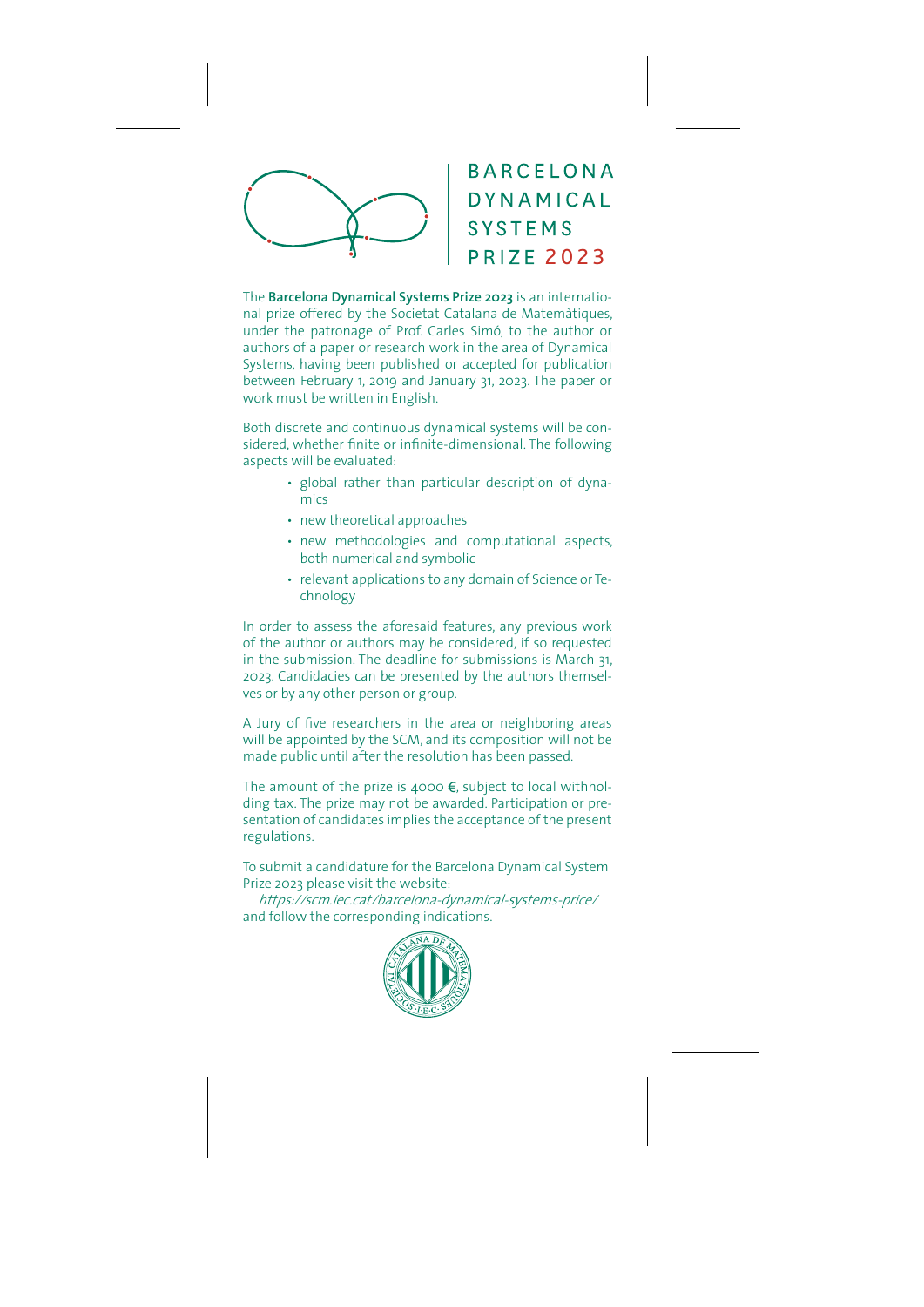# BARCELONA DYNAMICAL SYSTEMS PRIZE 2023

The **Barcelona Dynamical Systems Prize 2023** is an international prize offered by the Societat Catalana de Matemàtiques, under the patronage of Prof. Carles Simó, to the author or authors of a paper or research work in the area of Dynamical Systems, having been published or accepted for publication between February 1, 2019 and January 31, 2023. The paper or work must be written in English.

Both discrete and continuous dynamical systems will be considered, whether finite or infinite-dimensional. The following aspects will be evaluated:

- global rather than particular description of dynamics
- new theoretical approaches
- new methodologies and computational aspects, both numerical and symbolic
- relevant applications to any domain of Science or Technology

In order to assess the aforesaid features, any previous work of the author or authors may be considered, if so requested in the submission. The deadline for submissions is March 31, 2023. Candidacies can be presented by the authors themselves or by any other person or group.

A Jury of five researchers in the area or neighboring areas will be appointed by the SCM, and its composition will not be made public until after the resolution has been passed.

The amount of the prize is 4000 €, subject to local withholding tax. The prize may not be awarded. Participation or presentation of candidates implies the acceptance of the present regulations.

To submit a candidature for the Barcelona Dynamical System Prize 2023 please visit the website:

*https://scm.iec.cat/barcelona-dynamical-systems-price/*
and follow the corresponding indications.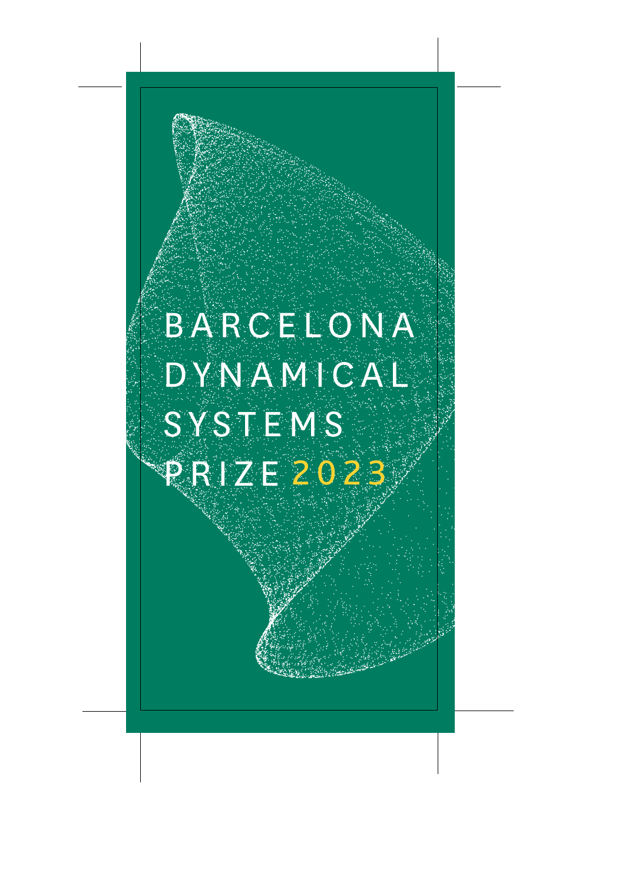# BARCELONA DYNAMICAL SYSTEMS PRIZE 2023